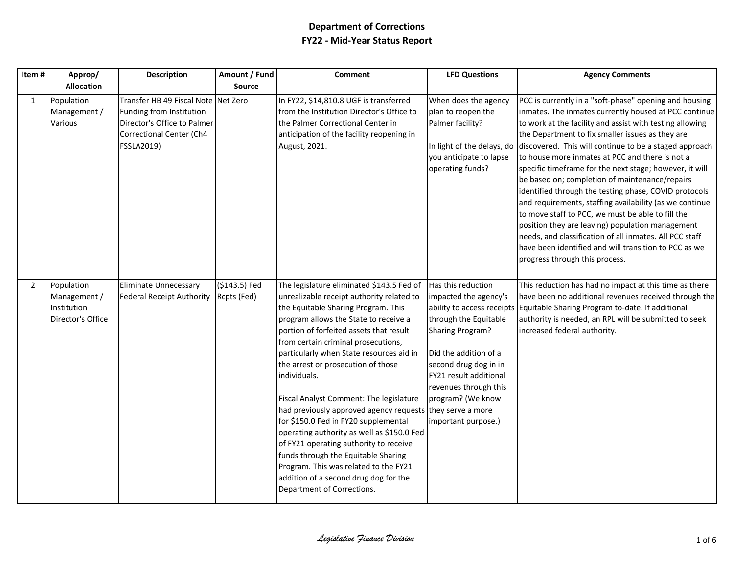# Department of Corrections

## FY22 - Mid-Year Status Report

| Item # | Approp/ Allocation | Description | Amount / Fund Source | Comment | LFD Questions | Agency Comments |
|---|---|---|---|---|---|---|
| 1 | Population Management / Various | Transfer HB 49 Fiscal Note Funding from Institution Director's Office to Palmer Correctional Center (Ch4 FSSLA2019) | Net Zero | In FY22, $14,810.8 UGF is transferred from the Institution Director's Office to the Palmer Correctional Center in anticipation of the facility reopening in August, 2021. | When does the agency plan to reopen the Palmer facility?<br><br>In light of the delays, do you anticipate to lapse operating funds? | PCC is currently in a "soft-phase" opening and housing inmates. The inmates currently housed at PCC continue to work at the facility and assist with testing allowing the Department to fix smaller issues as they are discovered. This will continue to be a staged approach to house more inmates at PCC and there is not a specific timeframe for the next stage; however, it will be based on; completion of maintenance/repairs identified through the testing phase, COVID protocols and requirements, staffing availability (as we continue to move staff to PCC, we must be able to fill the position they are leaving) population management needs, and classification of all inmates. All PCC staff have been identified and will transition to PCC as we progress through this process. |
| 2 | Population Management / Institution Director's Office | Eliminate Unnecessary Federal Receipt Authority | ($143.5) Fed Rcpts (Fed) | The legislature eliminated $143.5 Fed of unrealizable receipt authority related to the Equitable Sharing Program. This program allows the State to receive a portion of forfeited assets that result from certain criminal prosecutions, particularly when State resources aid in the arrest or prosecution of those individuals.<br><br>Fiscal Analyst Comment: The legislature had previously approved agency requests for $150.0 Fed in FY20 supplemental operating authority as well as $150.0 Fed of FY21 operating authority to receive funds through the Equitable Sharing Program. This was related to the FY21 addition of a second drug dog for the Department of Corrections. | Has this reduction impacted the agency's ability to access receipts through the Equitable Sharing Program?<br><br>Did the addition of a second drug dog in in FY21 result additional revenues through this program? (We know they serve a more important purpose.) | This reduction has had no impact at this time as there have been no additional revenues received through the Equitable Sharing Program to-date. If additional authority is needed, an RPL will be submitted to seek increased federal authority. |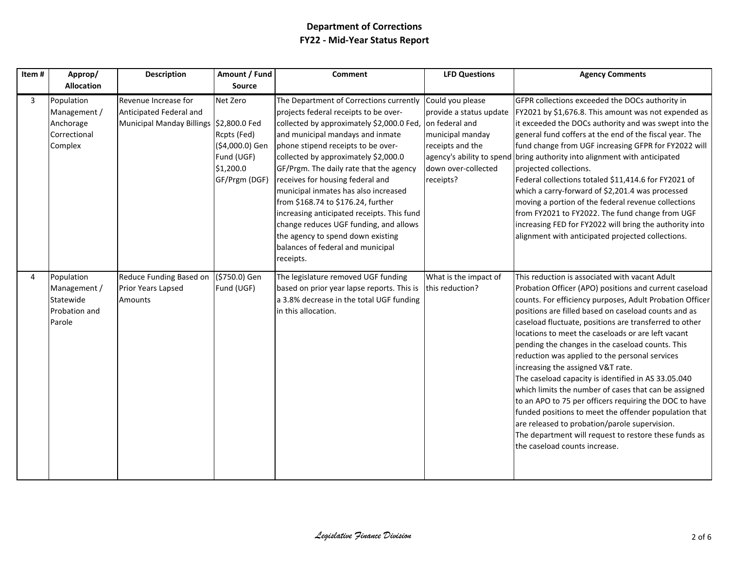# Department of Corrections

## FY22 - Mid-Year Status Report

| Item # | Approp/ Allocation | Description | Amount / Fund Source | Comment | LFD Questions | Agency Comments |
|---|---|---|---|---|---|---|
| 3 | Population Management / Anchorage Correctional Complex | Revenue Increase for Anticipated Federal and Municipal Manday Billings | Net Zero<br>$2,800.0 Fed Rcpts (Fed)<br>($4,000.0) Gen Fund (UGF)<br>$1,200.0 GF/Prgm (DGF) | The Department of Corrections currently projects federal receipts to be over-collected by approximately $2,000.0 Fed, and municipal mandays and inmate phone stipend receipts to be over-collected by approximately $2,000.0 GF/Prgm. The daily rate that the agency receives for housing federal and municipal inmates has also increased from $168.74 to $176.24, further increasing anticipated receipts. This fund change reduces UGF funding, and allows the agency to spend down existing balances of federal and municipal receipts. | Could you please provide a status update on federal and municipal manday receipts and the agency's ability to spend down over-collected receipts? | GFPR collections exceeded the DOCs authority in FY2021 by $1,676.8. This amount was not expended as it exceeded the DOCs authority and was swept into the general fund coffers at the end of the fiscal year. The fund change from UGF increasing GFPR for FY2022 will bring authority into alignment with anticipated projected collections.<br>Federal collections totaled $11,414.6 for FY2021 of which a carry-forward of $2,201.4 was processed moving a portion of the federal revenue collections from FY2021 to FY2022. The fund change from UGF increasing FED for FY2022 will bring the authority into alignment with anticipated projected collections. |
| 4 | Population Management / Statewide Probation and Parole | Reduce Funding Based on Prior Years Lapsed Amounts | ($750.0) Gen Fund (UGF) | The legislature removed UGF funding based on prior year lapse reports. This is a 3.8% decrease in the total UGF funding in this allocation. | What is the impact of this reduction? | This reduction is associated with vacant Adult Probation Officer (APO) positions and current caseload counts. For efficiency purposes, Adult Probation Officer positions are filled based on caseload counts and as caseload fluctuate, positions are transferred to other locations to meet the caseloads or are left vacant pending the changes in the caseload counts. This reduction was applied to the personal services increasing the assigned V&T rate.<br>The caseload capacity is identified in AS 33.05.040 which limits the number of cases that can be assigned to an APO to 75 per officers requiring the DOC to have funded positions to meet the offender population that are released to probation/parole supervision.<br>The department will request to restore these funds as the caseload counts increase. |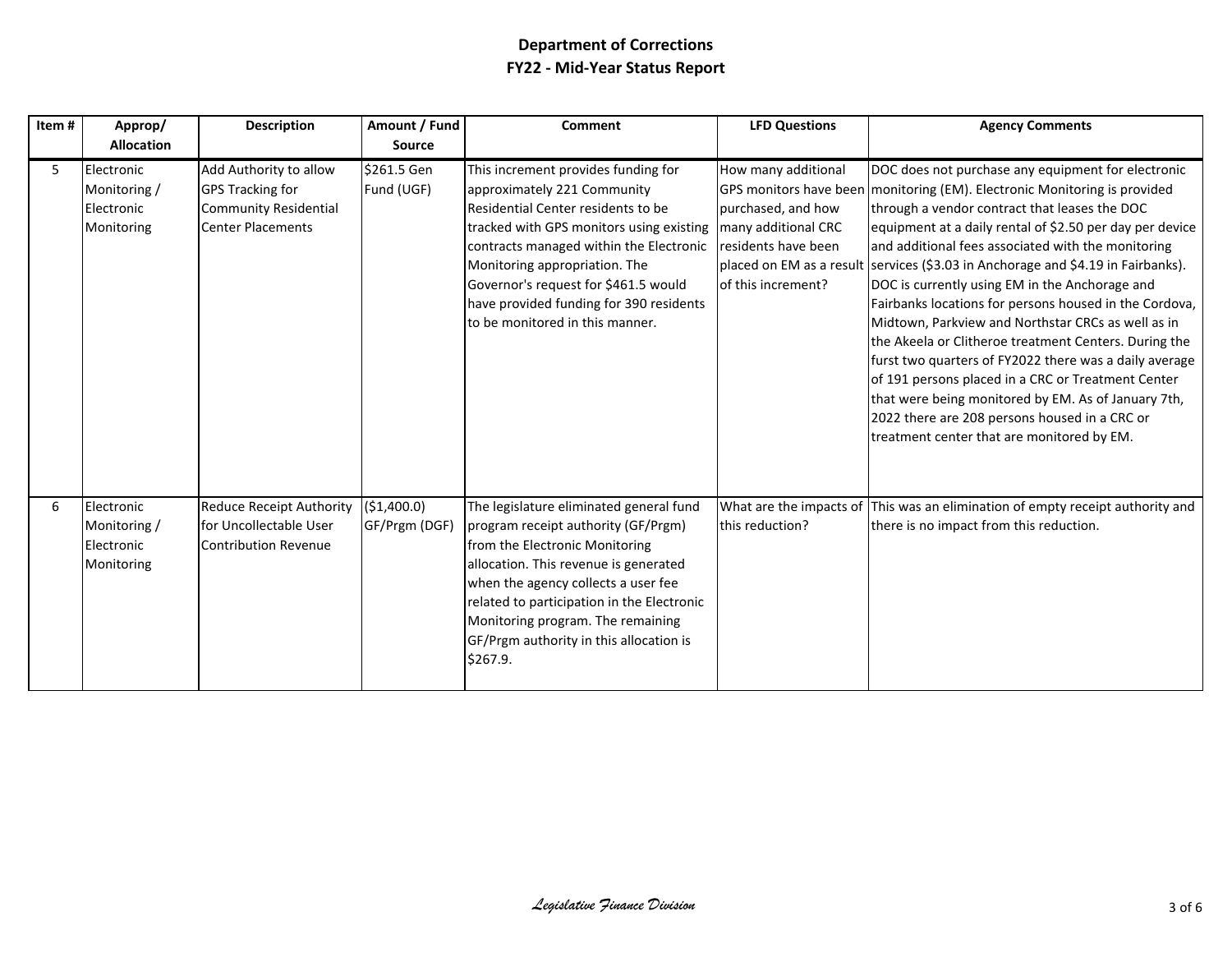## Department of Corrections
## FY22 - Mid-Year Status Report

| Item # | Approp/ Allocation | Description | Amount / Fund Source | Comment | LFD Questions | Agency Comments |
|---|---|---|---|---|---|---|
| 5 | Electronic Monitoring / Electronic Monitoring | Add Authority to allow GPS Tracking for Community Residential Center Placements | $261.5 Gen Fund (UGF) | This increment provides funding for approximately 221 Community Residential Center residents to be tracked with GPS monitors using existing contracts managed within the Electronic Monitoring appropriation. The Governor's request for $461.5 would have provided funding for 390 residents to be monitored in this manner. | How many additional GPS monitors have been purchased, and how many additional CRC residents have been placed on EM as a result of this increment? | DOC does not purchase any equipment for electronic monitoring (EM). Electronic Monitoring is provided through a vendor contract that leases the DOC equipment at a daily rental of $2.50 per day per device and additional fees associated with the monitoring services ($3.03 in Anchorage and $4.19 in Fairbanks). DOC is currently using EM in the Anchorage and Fairbanks locations for persons housed in the Cordova, Midtown, Parkview and Northstar CRCs as well as in the Akeela or Clitheroe treatment Centers. During the furst two quarters of FY2022 there was a daily average of 191 persons placed in a CRC or Treatment Center that were being monitored by EM. As of January 7th, 2022 there are 208 persons housed in a CRC or treatment center that are monitored by EM. |
| 6 | Electronic Monitoring / Electronic Monitoring | Reduce Receipt Authority for Uncollectable User Contribution Revenue | ($1,400.0) GF/Prgm (DGF) | The legislature eliminated general fund program receipt authority (GF/Prgm) from the Electronic Monitoring allocation. This revenue is generated when the agency collects a user fee related to participation in the Electronic Monitoring program. The remaining GF/Prgm authority in this allocation is $267.9. | What are the impacts of this reduction? | This was an elimination of empty receipt authority and there is no impact from this reduction. |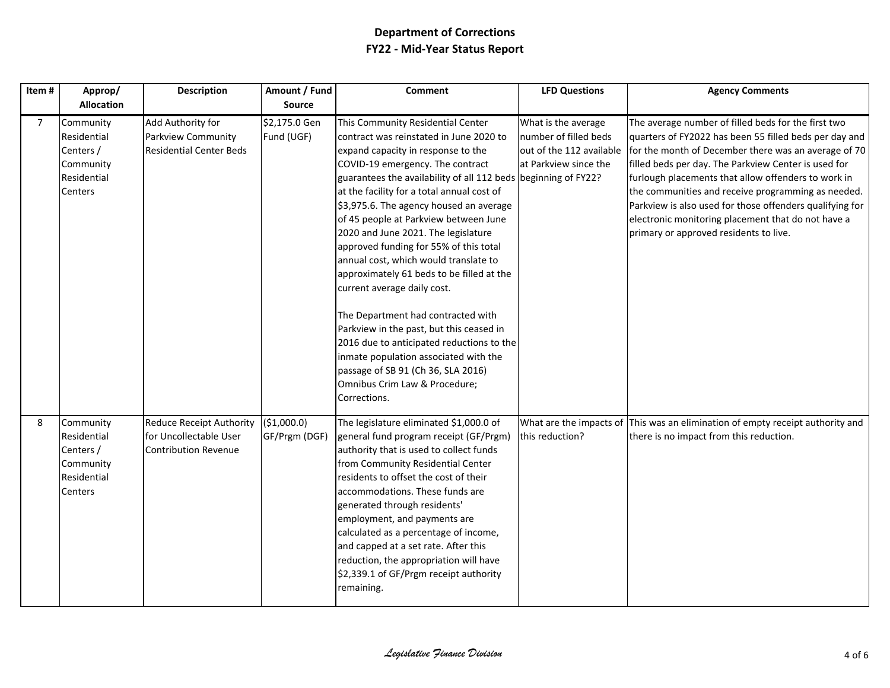# Department of Corrections
## FY22 - Mid-Year Status Report

| Item # | Approp/ Allocation | Description | Amount / Fund Source | Comment | LFD Questions | Agency Comments |
|---|---|---|---|---|---|---|
| 7 | Community Residential Centers / Community Residential Centers | Add Authority for Parkview Community Residential Center Beds | $2,175.0 Gen Fund (UGF) | This Community Residential Center contract was reinstated in June 2020 to expand capacity in response to the COVID-19 emergency. The contract guarantees the availability of all 112 beds at the facility for a total annual cost of $3,975.6. The agency housed an average of 45 people at Parkview between June 2020 and June 2021. The legislature approved funding for 55% of this total annual cost, which would translate to approximately 61 beds to be filled at the current average daily cost.<br><br>The Department had contracted with Parkview in the past, but this ceased in 2016 due to anticipated reductions to the inmate population associated with the passage of SB 91 (Ch 36, SLA 2016) Omnibus Crim Law & Procedure; Corrections. | What is the average number of filled beds out of the 112 available at Parkview since the beginning of FY22? | The average number of filled beds for the first two quarters of FY2022 has been 55 filled beds per day and for the month of December there was an average of 70 filled beds per day. The Parkview Center is used for furlough placements that allow offenders to work in the communities and receive programming as needed. Parkview is also used for those offenders qualifying for electronic monitoring placement that do not have a primary or approved residents to live. |
| 8 | Community Residential Centers / Community Residential Centers | Reduce Receipt Authority for Uncollectable User Contribution Revenue | ($1,000.0) GF/Prgm (DGF) | The legislature eliminated $1,000.0 of general fund program receipt (GF/Prgm) authority that is used to collect funds from Community Residential Center residents to offset the cost of their accommodations. These funds are generated through residents' employment, and payments are calculated as a percentage of income, and capped at a set rate. After this reduction, the appropriation will have $2,339.1 of GF/Prgm receipt authority remaining. | What are the impacts of this reduction? | This was an elimination of empty receipt authority and there is no impact from this reduction. |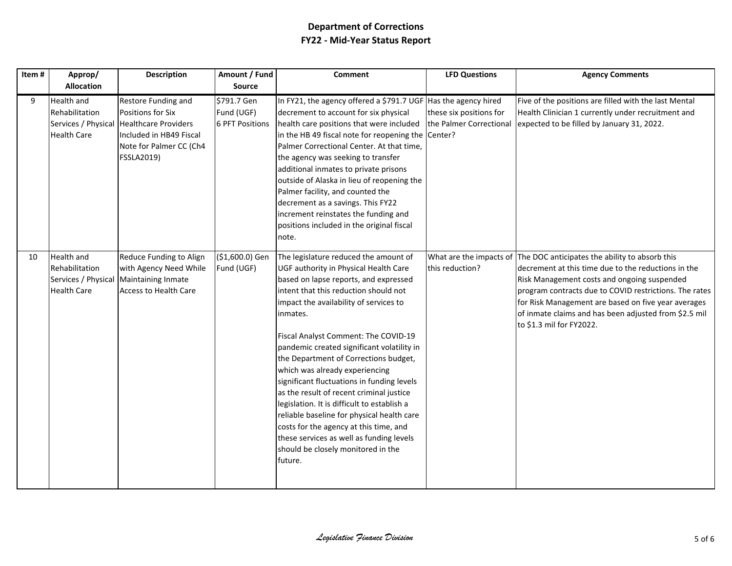# Department of Corrections
## FY22 - Mid-Year Status Report

| Item # | Approp/ Allocation | Description | Amount / Fund Source | Comment | LFD Questions | Agency Comments |
|---|---|---|---|---|---|---|
| 9 | Health and Rehabilitation Services / Physical Health Care | Restore Funding and Positions for Six Healthcare Providers Included in HB49 Fiscal Note for Palmer CC (Ch4 FSSLA2019) | $791.7 Gen Fund (UGF) 6 PFT Positions | In FY21, the agency offered a $791.7 UGF decrement to account for six physical health care positions that were included in the HB 49 fiscal note for reopening the Palmer Correctional Center. At that time, the agency was seeking to transfer additional inmates to private prisons outside of Alaska in lieu of reopening the Palmer facility, and counted the decrement as a savings. This FY22 increment reinstates the funding and positions included in the original fiscal note. | Has the agency hired these six positions for the Palmer Correctional Center? | Five of the positions are filled with the last Mental Health Clinician 1 currently under recruitment and expected to be filled by January 31, 2022. |
| 10 | Health and Rehabilitation Services / Physical Health Care | Reduce Funding to Align with Agency Need While Maintaining Inmate Access to Health Care | ($1,600.0) Gen Fund (UGF) | The legislature reduced the amount of UGF authority in Physical Health Care based on lapse reports, and expressed intent that this reduction should not impact the availability of services to inmates.<br><br>Fiscal Analyst Comment: The COVID-19 pandemic created significant volatility in the Department of Corrections budget, which was already experiencing significant fluctuations in funding levels as the result of recent criminal justice legislation. It is difficult to establish a reliable baseline for physical health care costs for the agency at this time, and these services as well as funding levels should be closely monitored in the future. | What are the impacts of this reduction? | The DOC anticipates the ability to absorb this decrement at this time due to the reductions in the Risk Management costs and ongoing suspended program contracts due to COVID restrictions. The rates for Risk Management are based on five year averages of inmate claims and has been adjusted from $2.5 mil to $1.3 mil for FY2022. |

*Legislative Finance Division*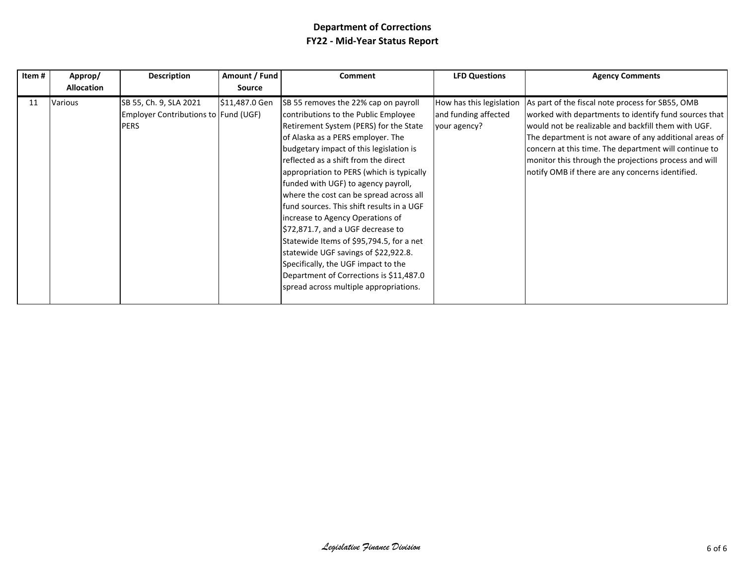# Department of Corrections
## FY22 - Mid-Year Status Report

| Item # | Approp/ Allocation | Description | Amount / Fund Source | Comment | LFD Questions | Agency Comments |
|---|---|---|---|---|---|---|
| 11 | Various | SB 55, Ch. 9, SLA 2021 Employer Contributions to PERS | $11,487.0 Gen Fund (UGF) | SB 55 removes the 22% cap on payroll contributions to the Public Employee Retirement System (PERS) for the State of Alaska as a PERS employer. The budgetary impact of this legislation is reflected as a shift from the direct appropriation to PERS (which is typically funded with UGF) to agency payroll, where the cost can be spread across all fund sources. This shift results in a UGF increase to Agency Operations of $72,871.7, and a UGF decrease to Statewide Items of $95,794.5, for a net statewide UGF savings of $22,922.8. Specifically, the UGF impact to the Department of Corrections is $11,487.0 spread across multiple appropriations. | How has this legislation and funding affected your agency? | As part of the fiscal note process for SB55, OMB worked with departments to identify fund sources that would not be realizable and backfill them with UGF. The department is not aware of any additional areas of concern at this time. The department will continue to monitor this through the projections process and will notify OMB if there are any concerns identified. |

*Legislative Finance Division*